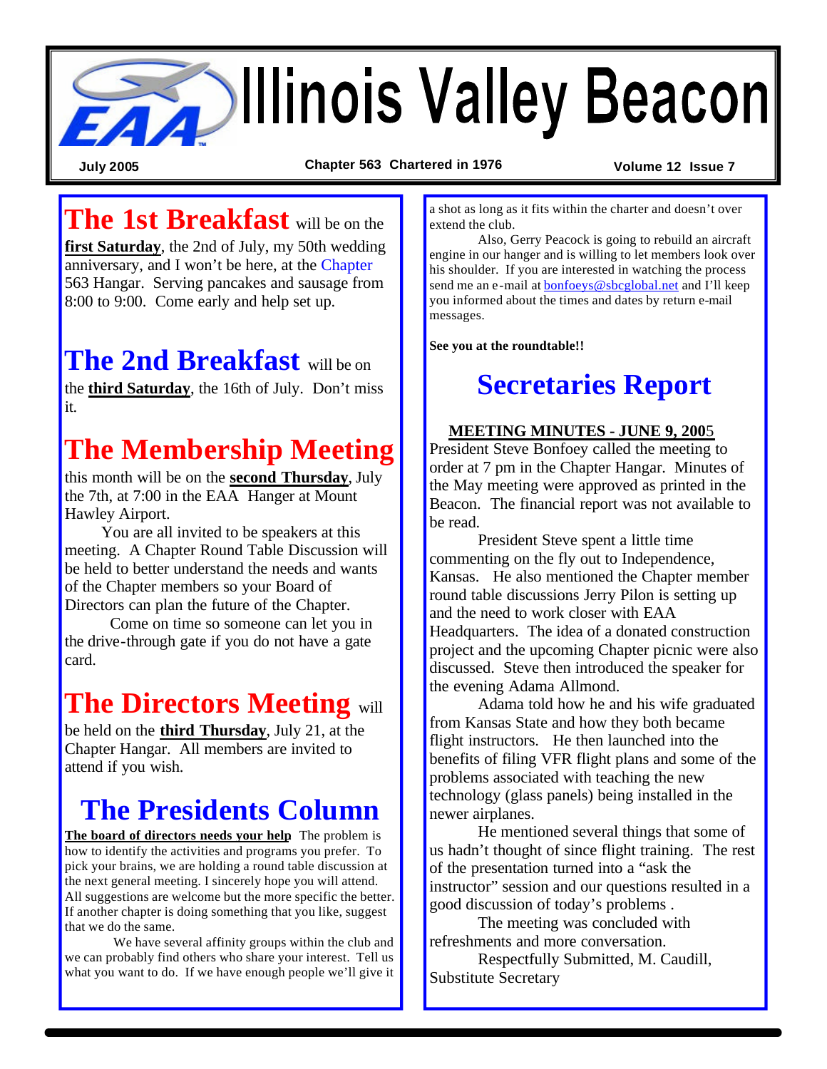# Illinois Valley Beacon

July 2005 | Chapter 563 Chartered in 1976 | Volume 12 Issue 7

## The 1st Breakfast

**The 1st Breakfast** will be on the **first Saturday**, the 2nd of July, my 50th wedding anniversary, and I won't be here, at the Chapter 563 Hangar. Serving pancakes and sausage from 8:00 to 9:00. Come early and help set up.

## The 2nd Breakfast

**The 2nd Breakfast** will be on the **third Saturday**, the 16th of July. Don't miss it.

## The Membership Meeting

this month will be on the **second Thursday**, July the 7th, at 7:00 in the EAA Hanger at Mount Hawley Airport.

You are all invited to be speakers at this meeting. A Chapter Round Table Discussion will be held to better understand the needs and wants of the Chapter members so your Board of Directors can plan the future of the Chapter.

Come on time so someone can let you in the drive-through gate if you do not have a gate card.

## The Directors Meeting

**The Directors Meeting** will be held on the **third Thursday**, July 21, at the Chapter Hangar. All members are invited to attend if you wish.

## The Presidents Column

**The board of directors needs your help** The problem is how to identify the activities and programs you prefer. To pick your brains, we are holding a round table discussion at the next general meeting. I sincerely hope you will attend. All suggestions are welcome but the more specific the better. If another chapter is doing something that you like, suggest that we do the same.

We have several affinity groups within the club and we can probably find others who share your interest. Tell us what you want to do. If we have enough people we'll give it a shot as long as it fits within the charter and doesn't over extend the club.

Also, Gerry Peacock is going to rebuild an aircraft engine in our hanger and is willing to let members look over his shoulder. If you are interested in watching the process send me an e-mail at bonfoeys@sbcglobal.net and I'll keep you informed about the times and dates by return e-mail messages.

**See you at the roundtable!!**

## Secretaries Report

**MEETING MINUTES - JUNE 9, 2005**

President Steve Bonfoey called the meeting to order at 7 pm in the Chapter Hangar. Minutes of the May meeting were approved as printed in the Beacon. The financial report was not available to be read.

President Steve spent a little time commenting on the fly out to Independence, Kansas. He also mentioned the Chapter member round table discussions Jerry Pilon is setting up and the need to work closer with EAA Headquarters. The idea of a donated construction project and the upcoming Chapter picnic were also discussed. Steve then introduced the speaker for the evening Adama Allmond.

Adama told how he and his wife graduated from Kansas State and how they both became flight instructors. He then launched into the benefits of filing VFR flight plans and some of the problems associated with teaching the new technology (glass panels) being installed in the newer airplanes.

He mentioned several things that some of us hadn't thought of since flight training. The rest of the presentation turned into a "ask the instructor" session and our questions resulted in a good discussion of today's problems .

The meeting was concluded with refreshments and more conversation.

Respectfully Submitted, M. Caudill, Substitute Secretary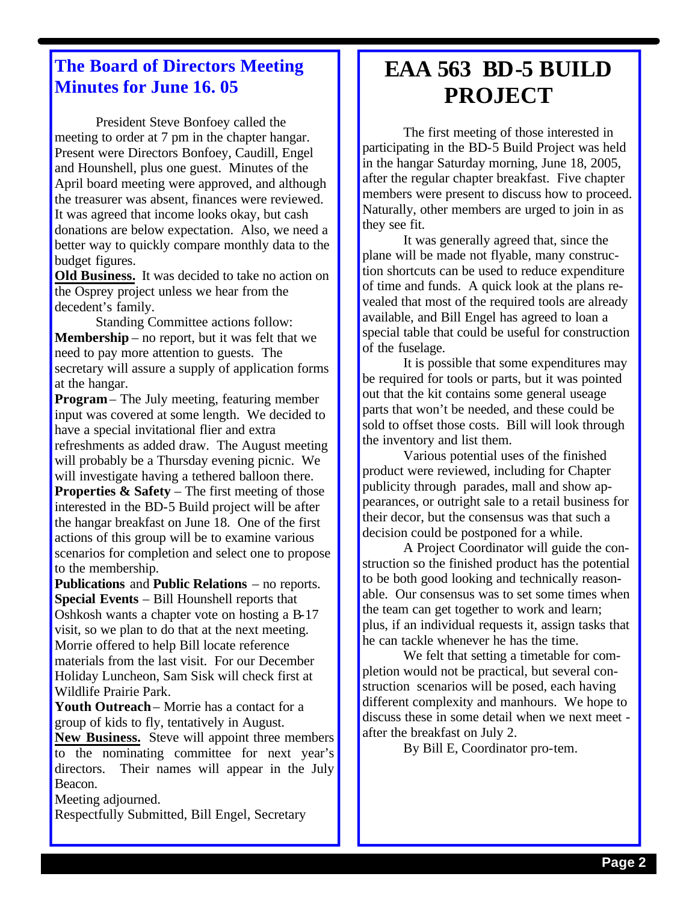## The Board of Directors Meeting Minutes for June 16. 05

President Steve Bonfoey called the meeting to order at 7 pm in the chapter hangar. Present were Directors Bonfoey, Caudill, Engel and Hounshell, plus one guest. Minutes of the April board meeting were approved, and although the treasurer was absent, finances were reviewed. It was agreed that income looks okay, but cash donations are below expectation. Also, we need a better way to quickly compare monthly data to the budget figures.

**Old Business.** It was decided to take no action on the Osprey project unless we hear from the decedent's family.

Standing Committee actions follow:

**Membership** – no report, but it was felt that we need to pay more attention to guests. The secretary will assure a supply of application forms at the hangar.

**Program** – The July meeting, featuring member input was covered at some length. We decided to have a special invitational flier and extra refreshments as added draw. The August meeting will probably be a Thursday evening picnic. We will investigate having a tethered balloon there.

**Properties & Safety** – The first meeting of those interested in the BD-5 Build project will be after the hangar breakfast on June 18. One of the first actions of this group will be to examine various scenarios for completion and select one to propose to the membership.

**Publications** and **Public Relations** – no reports.

**Special Events** – Bill Hounshell reports that Oshkosh wants a chapter vote on hosting a B-17 visit, so we plan to do that at the next meeting. Morrie offered to help Bill locate reference materials from the last visit. For our December Holiday Luncheon, Sam Sisk will check first at Wildlife Prairie Park.

**Youth Outreach** – Morrie has a contact for a group of kids to fly, tentatively in August.

**New Business.** Steve will appoint three members to the nominating committee for next year's directors. Their names will appear in the July Beacon.

Meeting adjourned.

Respectfully Submitted, Bill Engel, Secretary

# EAA 563 BD-5 BUILD PROJECT

The first meeting of those interested in participating in the BD-5 Build Project was held in the hangar Saturday morning, June 18, 2005, after the regular chapter breakfast. Five chapter members were present to discuss how to proceed. Naturally, other members are urged to join in as they see fit.

It was generally agreed that, since the plane will be made not flyable, many construction shortcuts can be used to reduce expenditure of time and funds. A quick look at the plans revealed that most of the required tools are already available, and Bill Engel has agreed to loan a special table that could be useful for construction of the fuselage.

It is possible that some expenditures may be required for tools or parts, but it was pointed out that the kit contains some general useage parts that won't be needed, and these could be sold to offset those costs. Bill will look through the inventory and list them.

Various potential uses of the finished product were reviewed, including for Chapter publicity through parades, mall and show appearances, or outright sale to a retail business for their decor, but the consensus was that such a decision could be postponed for a while.

A Project Coordinator will guide the construction so the finished product has the potential to be both good looking and technically reasonable. Our consensus was to set some times when the team can get together to work and learn; plus, if an individual requests it, assign tasks that he can tackle whenever he has the time.

We felt that setting a timetable for completion would not be practical, but several construction scenarios will be posed, each having different complexity and manhours. We hope to discuss these in some detail when we next meet - after the breakfast on July 2.

By Bill E, Coordinator pro-tem.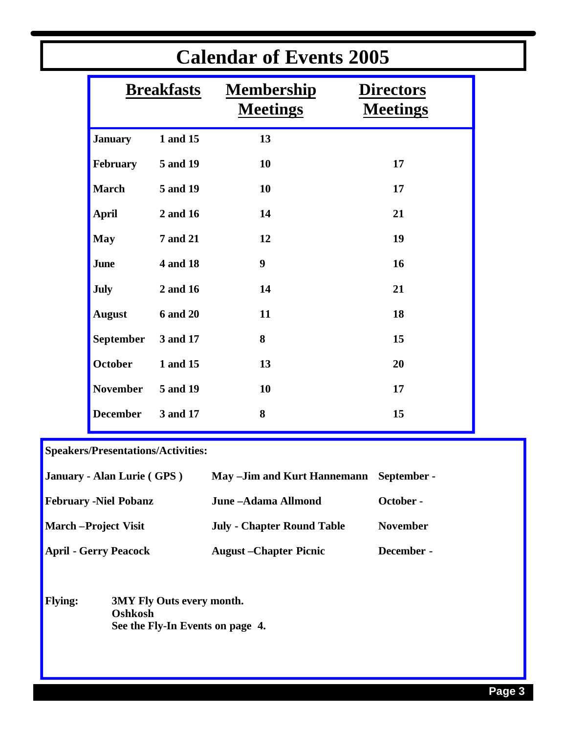# Calendar of Events 2005

| | Breakfasts | Membership Meetings | Directors Meetings |
|---|---|---|---|
| January | 1 and 15 | 13 | |
| February | 5 and 19 | 10 | 17 |
| March | 5 and 19 | 10 | 17 |
| April | 2 and 16 | 14 | 21 |
| May | 7 and 21 | 12 | 19 |
| June | 4 and 18 | 9 | 16 |
| July | 2 and 16 | 14 | 21 |
| August | 6 and 20 | 11 | 18 |
| September | 3 and 17 | 8 | 15 |
| October | 1 and 15 | 13 | 20 |
| November | 5 and 19 | 10 | 17 |
| December | 3 and 17 | 8 | 15 |

**Speakers/Presentations/Activities:**

**January - Alan Lurie ( GPS )**

**February -Niel Pobanz**

**March –Project Visit**

**April - Gerry Peacock**

**May –Jim and Kurt Hannemann**

**June –Adama Allmond**

**July - Chapter Round Table**

**August –Chapter Picnic**

**September -**

**October -**

**November**

**December -**

**Flying:**
**3MY Fly Outs every month.**
**Oshkosh**
**See the Fly-In Events on page 4.**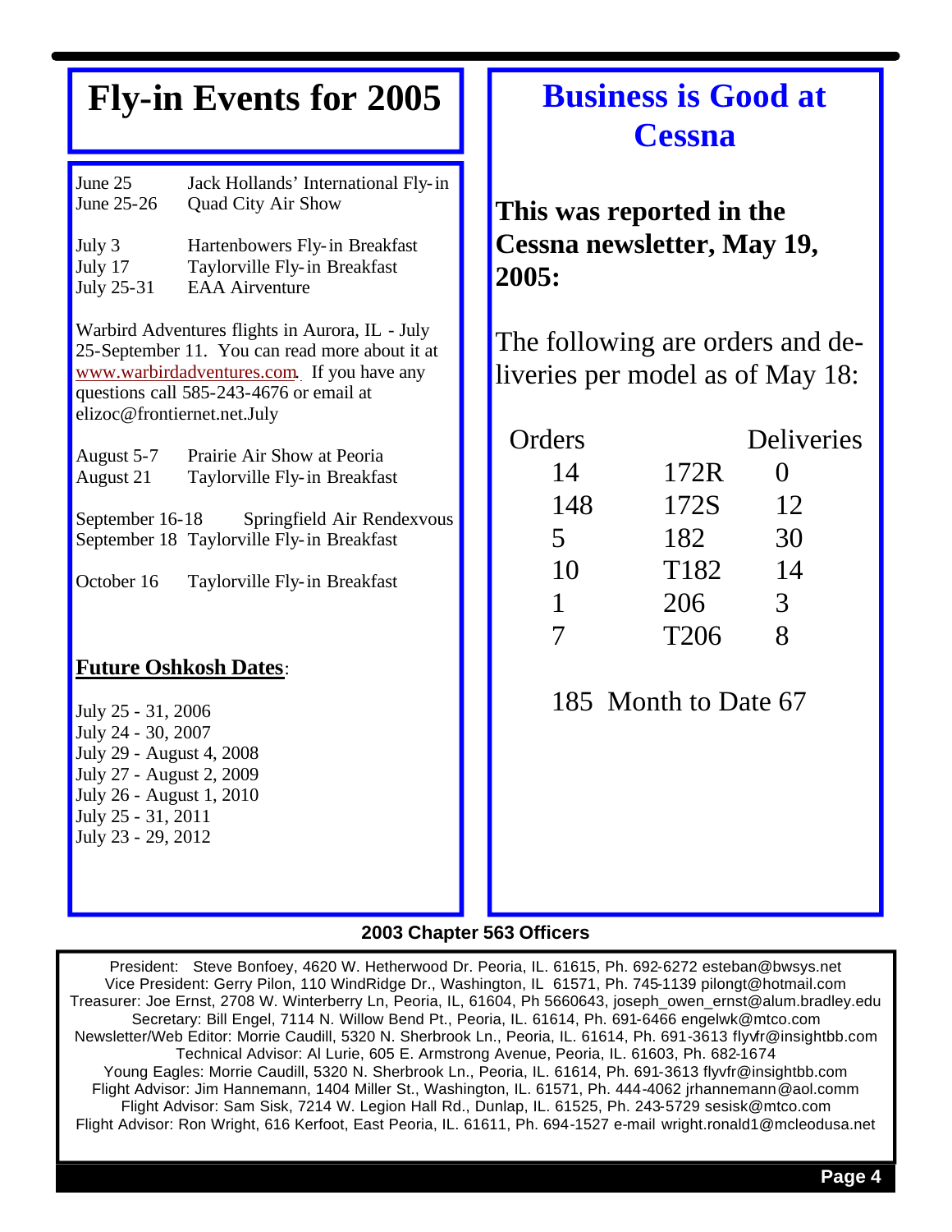# Fly-in Events for 2005

| | |
|---|---|
| June 25 | Jack Hollands' International Fly-in |
| June 25-26 | Quad City Air Show |
| July 3 | Hartenbowers Fly-in Breakfast |
| July 17 | Taylorville Fly-in Breakfast |
| July 25-31 | EAA Airventure |

Warbird Adventures flights in Aurora, IL - July 25-September 11. You can read more about it at www.warbirdadventures.com. If you have any questions call 585-243-4676 or email at elizoc@frontiernet.net.July

| | |
|---|---|
| August 5-7 | Prairie Air Show at Peoria |
| August 21 | Taylorville Fly-in Breakfast |
| September 16-18 | Springfield Air Rendexvous |
| September 18 | Taylorville Fly-in Breakfast |
| October 16 | Taylorville Fly-in Breakfast |

**Future Oshkosh Dates**:

July 25 - 31, 2006
July 24 - 30, 2007
July 29 - August 4, 2008
July 27 - August 2, 2009
July 26 - August 1, 2010
July 25 - 31, 2011
July 23 - 29, 2012

# Business is Good at Cessna

**This was reported in the Cessna newsletter, May 19, 2005:**

The following are orders and deliveries per model as of May 18:

| Orders | | Deliveries |
|---|---|---|
| 14 | 172R | 0 |
| 148 | 172S | 12 |
| 5 | 182 | 30 |
| 10 | T182 | 14 |
| 1 | 206 | 3 |
| 7 | T206 | 8 |

185 Month to Date 67

**2003 Chapter 563 Officers**

President: Steve Bonfoey, 4620 W. Hetherwood Dr. Peoria, IL. 61615, Ph. 692-6272 esteban@bwsys.net
Vice President: Gerry Pilon, 110 WindRidge Dr., Washington, IL 61571, Ph. 745-1139 pilongt@hotmail.com
Treasurer: Joe Ernst, 2708 W. Winterberry Ln, Peoria, IL, 61604, Ph 5660643, joseph_owen_ernst@alum.bradley.edu
Secretary: Bill Engel, 7114 N. Willow Bend Pt., Peoria, IL. 61614, Ph. 691-6466 engelwk@mtco.com
Newsletter/Web Editor: Morrie Caudill, 5320 N. Sherbrook Ln., Peoria, IL. 61614, Ph. 691-3613 flyvfr@insightbb.com
Technical Advisor: Al Lurie, 605 E. Armstrong Avenue, Peoria, IL. 61603, Ph. 682-1674
Young Eagles: Morrie Caudill, 5320 N. Sherbrook Ln., Peoria, IL. 61614, Ph. 691-3613 flyvfr@insightbb.com
Flight Advisor: Jim Hannemann, 1404 Miller St., Washington, IL. 61571, Ph. 444-4062 jrhannemann@aol.comm
Flight Advisor: Sam Sisk, 7214 W. Legion Hall Rd., Dunlap, IL. 61525, Ph. 243-5729 sesisk@mtco.com
Flight Advisor: Ron Wright, 616 Kerfoot, East Peoria, IL. 61611, Ph. 694-1527 e-mail wright.ronald1@mcleodusa.net